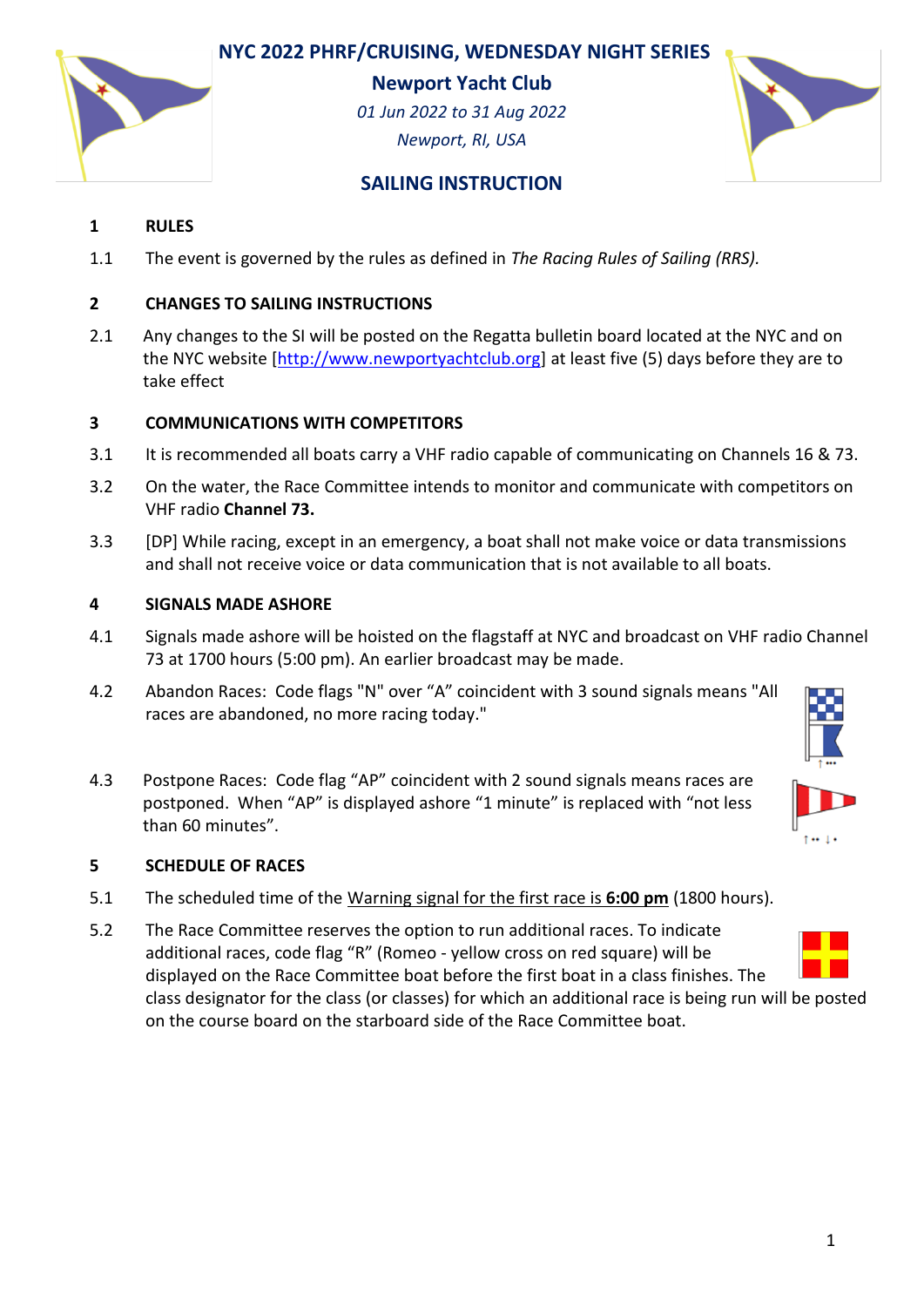# NYC 2022 PHRF/CRUISING, WEDNESDAY NIGHT SERIES

**Newport Yacht Club**

*01 Jun 2022 to 31 Aug 2022*

*Newport, RI, USA*

## SAILING INSTRUCTION

### 1 RULES

1.1 The event is governed by the rules as defined in *The Racing Rules of Sailing (RRS).*

### 2 CHANGES TO SAILING INSTRUCTIONS

2.1 Any changes to the SI will be posted on the Regatta bulletin board located at the NYC and on the NYC website [http://www.newportyachtclub.org] at least five (5) days before they are to take effect

### 3 COMMUNICATIONS WITH COMPETITORS

3.1 It is recommended all boats carry a VHF radio capable of communicating on Channels 16 & 73.

3.2 On the water, the Race Committee intends to monitor and communicate with competitors on VHF radio **Channel 73.**

3.3 [DP] While racing, except in an emergency, a boat shall not make voice or data transmissions and shall not receive voice or data communication that is not available to all boats.

### 4 SIGNALS MADE ASHORE

4.1 Signals made ashore will be hoisted on the flagstaff at NYC and broadcast on VHF radio Channel 73 at 1700 hours (5:00 pm). An earlier broadcast may be made.

4.2 Abandon Races: Code flags "N" over "A" coincident with 3 sound signals means "All races are abandoned, no more racing today."

4.3 Postpone Races: Code flag "AP" coincident with 2 sound signals means races are postponed. When "AP" is displayed ashore "1 minute" is replaced with "not less than 60 minutes".

### 5 SCHEDULE OF RACES

5.1 The scheduled time of the Warning signal for the first race is **6:00 pm** (1800 hours).

5.2 The Race Committee reserves the option to run additional races. To indicate additional races, code flag "R" (Romeo - yellow cross on red square) will be displayed on the Race Committee boat before the first boat in a class finishes. The class designator for the class (or classes) for which an additional race is being run will be posted on the course board on the starboard side of the Race Committee boat.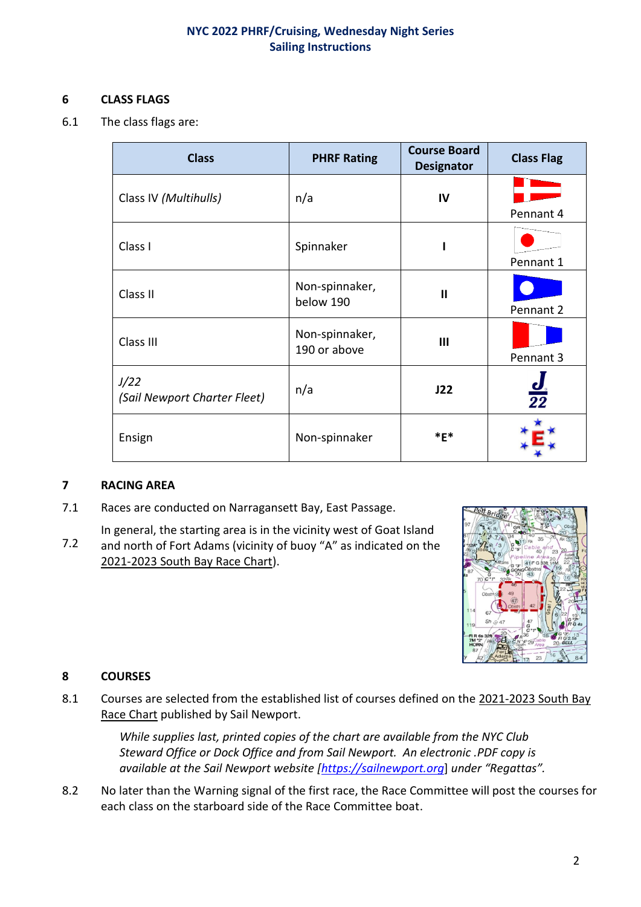## 6 CLASS FLAGS

6.1 The class flags are:

| Class | PHRF Rating | Course Board Designator | Class Flag |
|---|---|---|---|
| Class IV *(Multihulls)* | n/a | **IV** | Pennant 4 |
| Class I | Spinnaker | **I** | Pennant 1 |
| Class II | Non-spinnaker, below 190 | **II** | Pennant 2 |
| Class III | Non-spinnaker, 190 or above | **III** | Pennant 3 |
| *J/22 (Sail Newport Charter Fleet)* | n/a | **J22** | |
| Ensign | Non-spinnaker | ***E*** | |

## 7 RACING AREA

7.1 Races are conducted on Narragansett Bay, East Passage.

7.2 In general, the starting area is in the vicinity west of Goat Island and north of Fort Adams (vicinity of buoy "A" as indicated on the 2021-2023 South Bay Race Chart).

## 8 COURSES

8.1 Courses are selected from the established list of courses defined on the 2021-2023 South Bay Race Chart published by Sail Newport.

*While supplies last, printed copies of the chart are available from the NYC Club Steward Office or Dock Office and from Sail Newport. An electronic .PDF copy is available at the Sail Newport website [https://sailnewport.org] under "Regattas".*

8.2 No later than the Warning signal of the first race, the Race Committee will post the courses for each class on the starboard side of the Race Committee boat.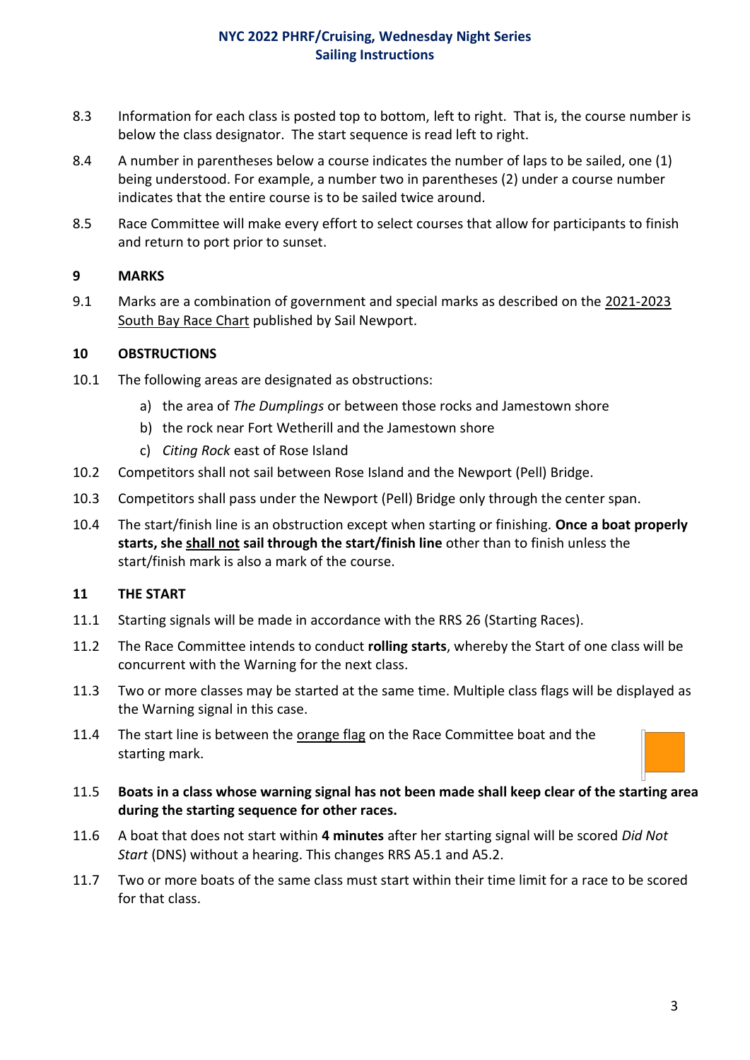8.3 Information for each class is posted top to bottom, left to right. That is, the course number is below the class designator. The start sequence is read left to right.

8.4 A number in parentheses below a course indicates the number of laps to be sailed, one (1) being understood. For example, a number two in parentheses (2) under a course number indicates that the entire course is to be sailed twice around.

8.5 Race Committee will make every effort to select courses that allow for participants to finish and return to port prior to sunset.

## 9 MARKS

9.1 Marks are a combination of government and special marks as described on the 2021-2023 South Bay Race Chart published by Sail Newport.

## 10 OBSTRUCTIONS

10.1 The following areas are designated as obstructions:

a) the area of *The Dumplings* or between those rocks and Jamestown shore

b) the rock near Fort Wetherill and the Jamestown shore

c) *Citing Rock* east of Rose Island

10.2 Competitors shall not sail between Rose Island and the Newport (Pell) Bridge.

10.3 Competitors shall pass under the Newport (Pell) Bridge only through the center span.

10.4 The start/finish line is an obstruction except when starting or finishing. **Once a boat properly starts, she shall not sail through the start/finish line** other than to finish unless the start/finish mark is also a mark of the course.

## 11 THE START

11.1 Starting signals will be made in accordance with the RRS 26 (Starting Races).

11.2 The Race Committee intends to conduct **rolling starts**, whereby the Start of one class will be concurrent with the Warning for the next class.

11.3 Two or more classes may be started at the same time. Multiple class flags will be displayed as the Warning signal in this case.

11.4 The start line is between the orange flag on the Race Committee boat and the starting mark.

11.5 **Boats in a class whose warning signal has not been made shall keep clear of the starting area during the starting sequence for other races.**

11.6 A boat that does not start within **4 minutes** after her starting signal will be scored *Did Not Start* (DNS) without a hearing. This changes RRS A5.1 and A5.2.

11.7 Two or more boats of the same class must start within their time limit for a race to be scored for that class.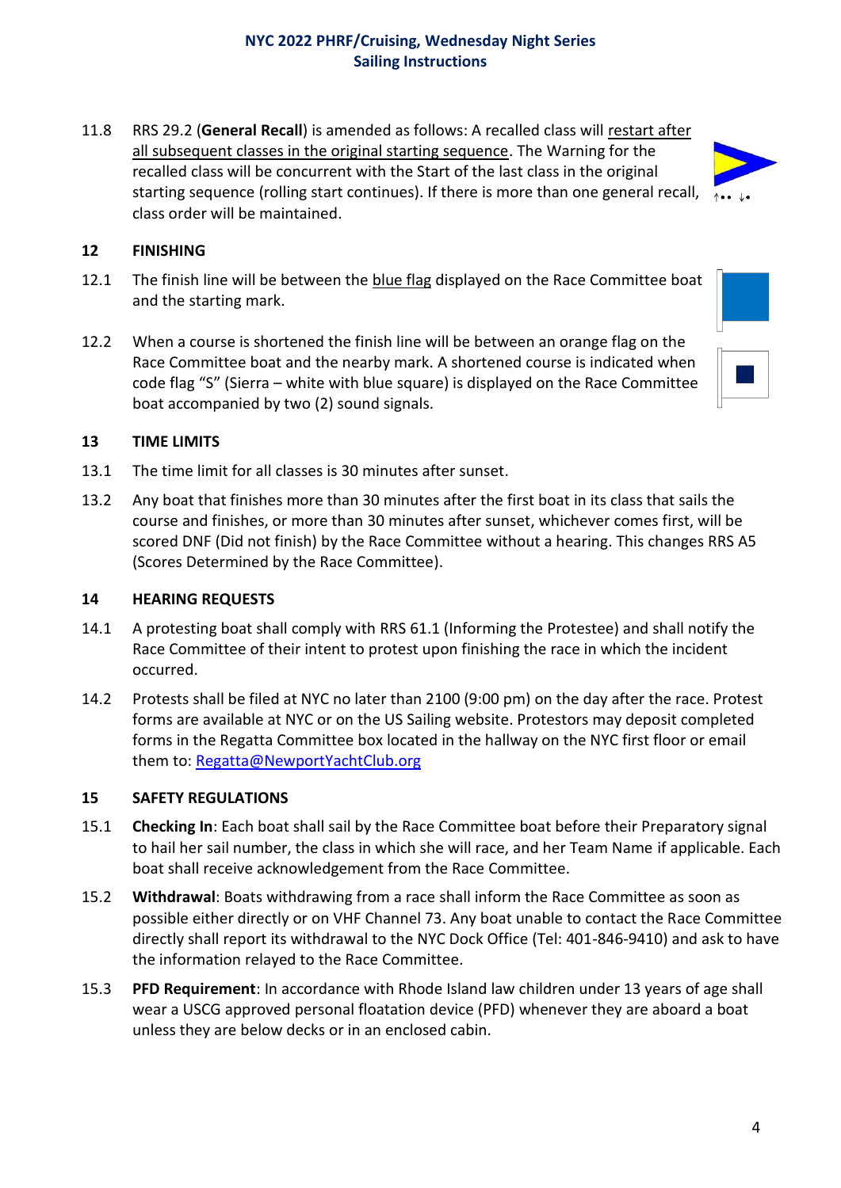11.8 RRS 29.2 (**General Recall**) is amended as follows: A recalled class will restart after all subsequent classes in the original starting sequence. The Warning for the recalled class will be concurrent with the Start of the last class in the original starting sequence (rolling start continues). If there is more than one general recall, class order will be maintained.

## 12 FINISHING

12.1 The finish line will be between the blue flag displayed on the Race Committee boat and the starting mark.

12.2 When a course is shortened the finish line will be between an orange flag on the Race Committee boat and the nearby mark. A shortened course is indicated when code flag "S" (Sierra – white with blue square) is displayed on the Race Committee boat accompanied by two (2) sound signals.

## 13 TIME LIMITS

13.1 The time limit for all classes is 30 minutes after sunset.

13.2 Any boat that finishes more than 30 minutes after the first boat in its class that sails the course and finishes, or more than 30 minutes after sunset, whichever comes first, will be scored DNF (Did not finish) by the Race Committee without a hearing. This changes RRS A5 (Scores Determined by the Race Committee).

## 14 HEARING REQUESTS

14.1 A protesting boat shall comply with RRS 61.1 (Informing the Protestee) and shall notify the Race Committee of their intent to protest upon finishing the race in which the incident occurred.

14.2 Protests shall be filed at NYC no later than 2100 (9:00 pm) on the day after the race. Protest forms are available at NYC or on the US Sailing website. Protestors may deposit completed forms in the Regatta Committee box located in the hallway on the NYC first floor or email them to: Regatta@NewportYachtClub.org

## 15 SAFETY REGULATIONS

15.1 **Checking In**: Each boat shall sail by the Race Committee boat before their Preparatory signal to hail her sail number, the class in which she will race, and her Team Name if applicable. Each boat shall receive acknowledgement from the Race Committee.

15.2 **Withdrawal**: Boats withdrawing from a race shall inform the Race Committee as soon as possible either directly or on VHF Channel 73. Any boat unable to contact the Race Committee directly shall report its withdrawal to the NYC Dock Office (Tel: 401-846-9410) and ask to have the information relayed to the Race Committee.

15.3 **PFD Requirement**: In accordance with Rhode Island law children under 13 years of age shall wear a USCG approved personal floatation device (PFD) whenever they are aboard a boat unless they are below decks or in an enclosed cabin.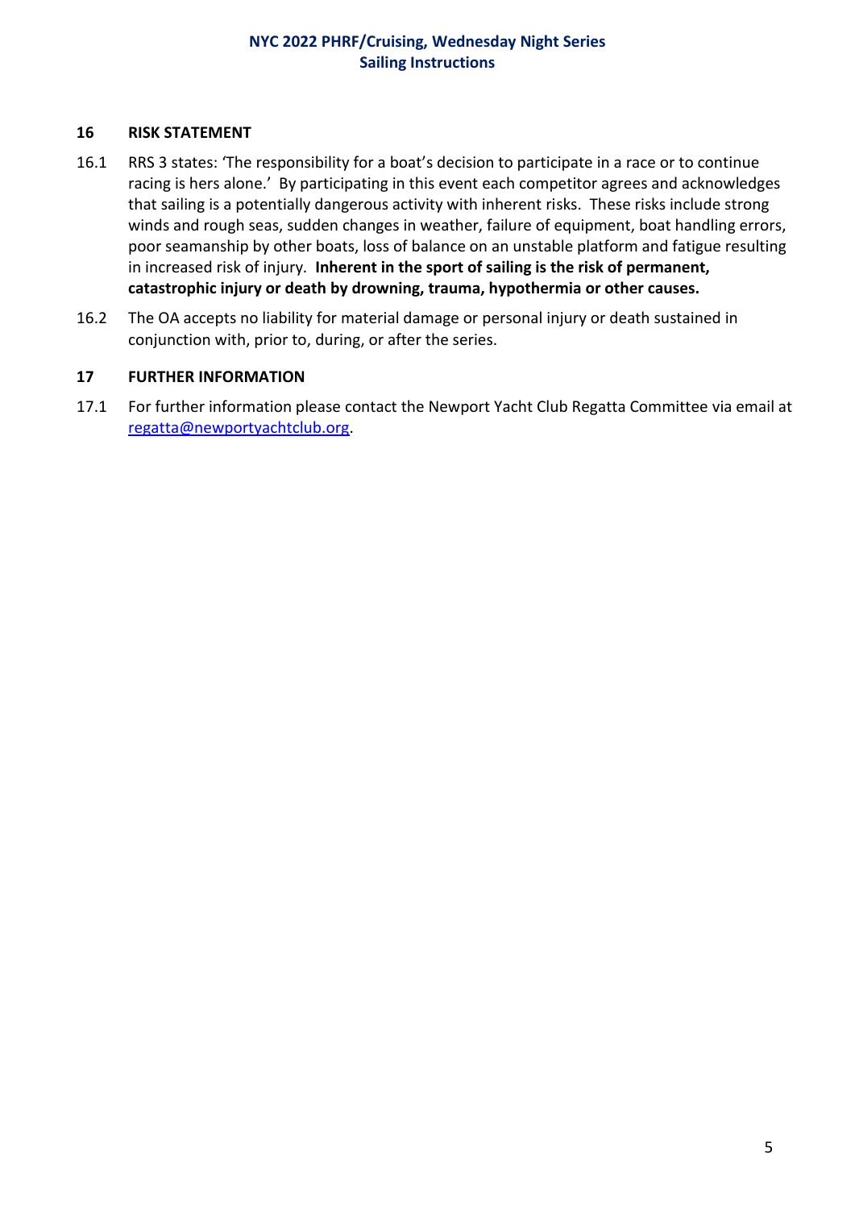## 16 RISK STATEMENT

16.1 RRS 3 states: 'The responsibility for a boat's decision to participate in a race or to continue racing is hers alone.' By participating in this event each competitor agrees and acknowledges that sailing is a potentially dangerous activity with inherent risks. These risks include strong winds and rough seas, sudden changes in weather, failure of equipment, boat handling errors, poor seamanship by other boats, loss of balance on an unstable platform and fatigue resulting in increased risk of injury. **Inherent in the sport of sailing is the risk of permanent, catastrophic injury or death by drowning, trauma, hypothermia or other causes.**

16.2 The OA accepts no liability for material damage or personal injury or death sustained in conjunction with, prior to, during, or after the series.

## 17 FURTHER INFORMATION

17.1 For further information please contact the Newport Yacht Club Regatta Committee via email at [regatta@newportyachtclub.org](mailto:regatta@newportyachtclub.org).